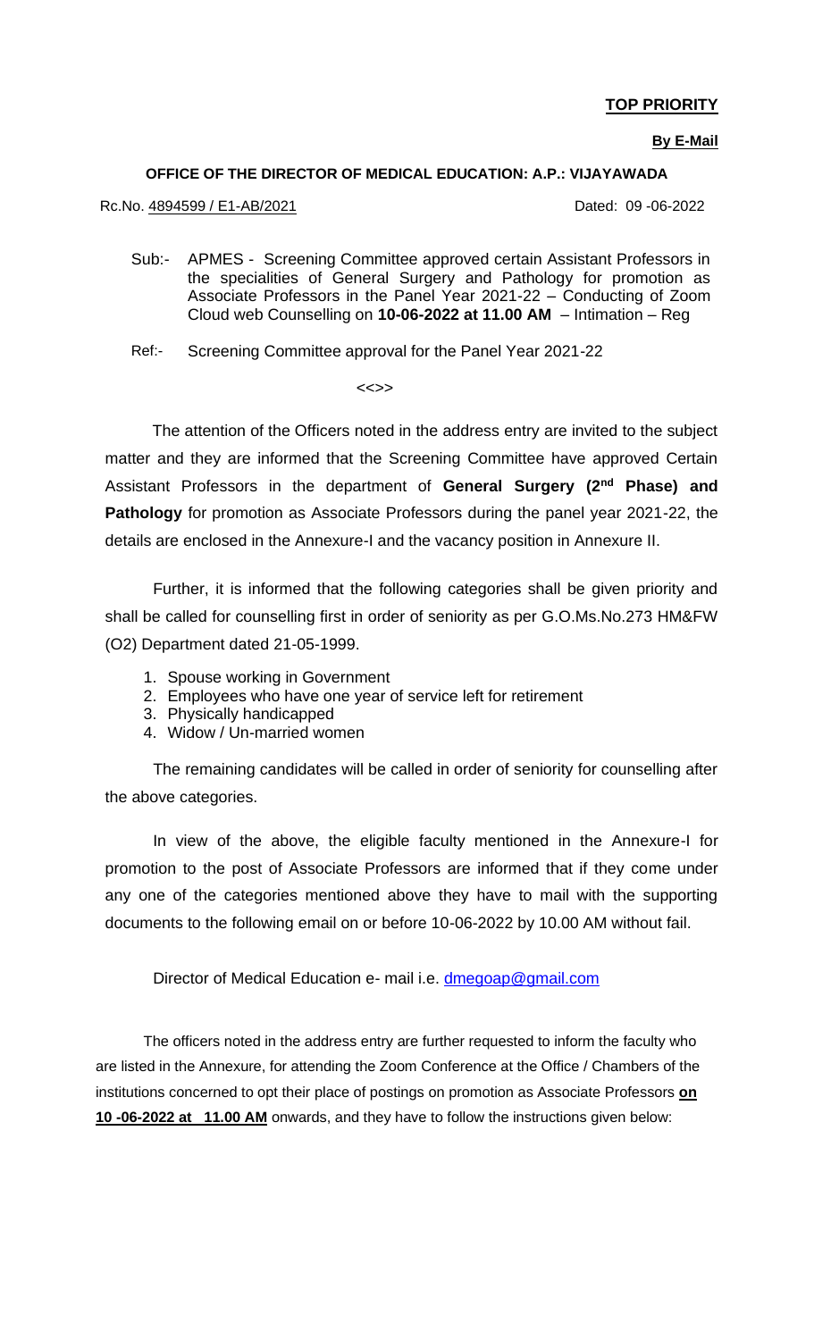**TOP PRIORITY**

**By E-Mail**

**OFFICE OF THE DIRECTOR OF MEDICAL EDUCATION: A.P.: VIJAYAWADA**

Rc.No. 4894599 / E1-AB/2021 Dated: 09 -06-2022

Sub:- APMES - Screening Committee approved certain Assistant Professors in the specialities of General Surgery and Pathology for promotion as Associate Professors in the Panel Year 2021-22 – Conducting of Zoom Cloud web Counselling on **10-06-2022 at 11.00 AM** – Intimation – Reg

Ref:- Screening Committee approval for the Panel Year 2021-22

<<>>

The attention of the Officers noted in the address entry are invited to the subject matter and they are informed that the Screening Committee have approved Certain Assistant Professors in the department of **General Surgery (2nd Phase) and Pathology** for promotion as Associate Professors during the panel year 2021-22, the details are enclosed in the Annexure-I and the vacancy position in Annexure II.

Further, it is informed that the following categories shall be given priority and shall be called for counselling first in order of seniority as per G.O.Ms.No.273 HM&FW (O2) Department dated 21-05-1999.

1. Spouse working in Government
2. Employees who have one year of service left for retirement
3. Physically handicapped
4. Widow / Un-married women

The remaining candidates will be called in order of seniority for counselling after the above categories.

In view of the above, the eligible faculty mentioned in the Annexure-I for promotion to the post of Associate Professors are informed that if they come under any one of the categories mentioned above they have to mail with the supporting documents to the following email on or before 10-06-2022 by 10.00 AM without fail.

Director of Medical Education e- mail i.e. dmegoap@gmail.com

The officers noted in the address entry are further requested to inform the faculty who are listed in the Annexure, for attending the Zoom Conference at the Office / Chambers of the institutions concerned to opt their place of postings on promotion as Associate Professors **on 10 -06-2022 at 11.00 AM** onwards, and they have to follow the instructions given below: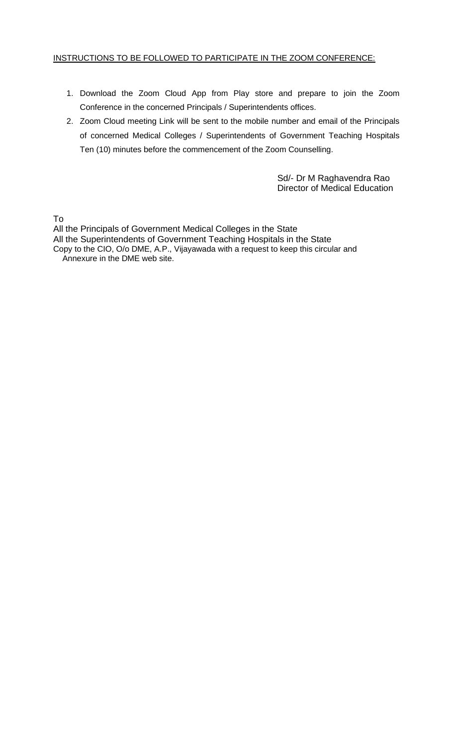<u>INSTRUCTIONS TO BE FOLLOWED TO PARTICIPATE IN THE ZOOM CONFERENCE:</u>

1. Download the Zoom Cloud App from Play store and prepare to join the Zoom Conference in the concerned Principals / Superintendents offices.
2. Zoom Cloud meeting Link will be sent to the mobile number and email of the Principals of concerned Medical Colleges / Superintendents of Government Teaching Hospitals Ten (10) minutes before the commencement of the Zoom Counselling.

Sd/- Dr M Raghavendra Rao
Director of Medical Education

To
All the Principals of Government Medical Colleges in the State
All the Superintendents of Government Teaching Hospitals in the State
Copy to the CIO, O/o DME, A.P., Vijayawada with a request to keep this circular and Annexure in the DME web site.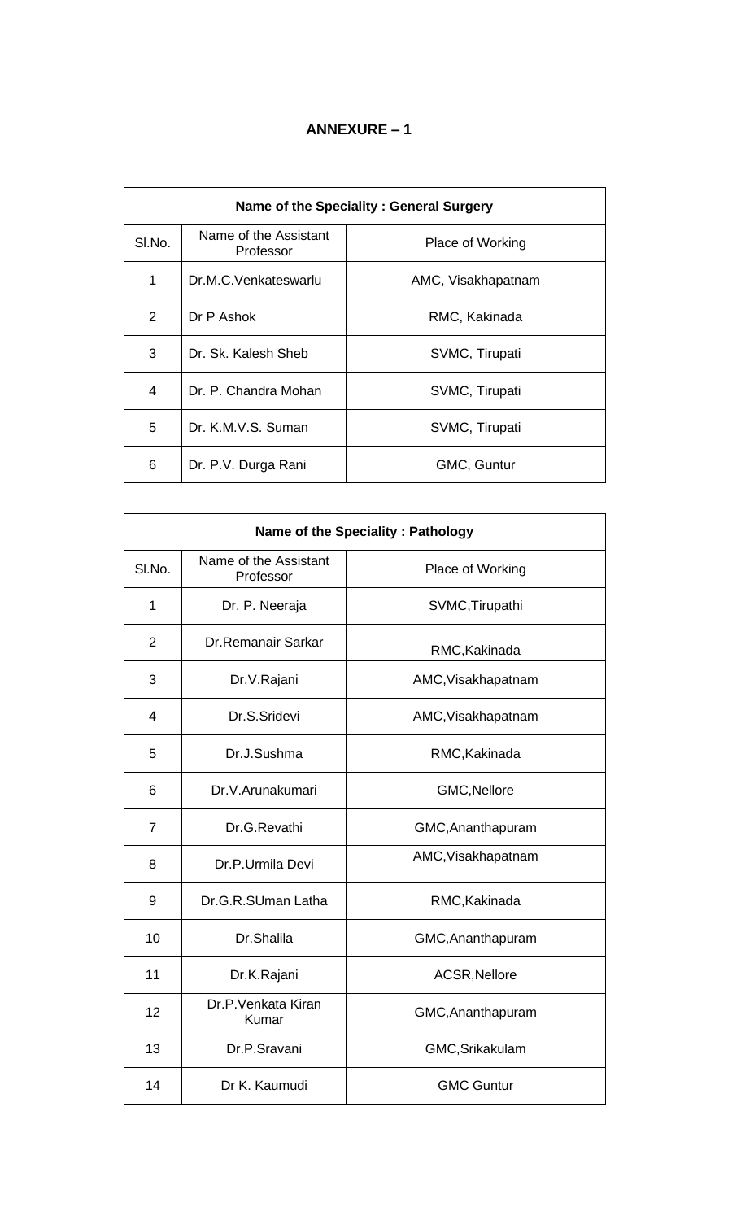## ANNEXURE – 1

| Name of the Speciality : General Surgery | | |
|---|---|---|
| Sl.No. | Name of the Assistant Professor | Place of Working |
| 1 | Dr.M.C.Venkateswarlu | AMC, Visakhapatnam |
| 2 | Dr P Ashok | RMC, Kakinada |
| 3 | Dr. Sk. Kalesh Sheb | SVMC, Tirupati |
| 4 | Dr. P. Chandra Mohan | SVMC, Tirupati |
| 5 | Dr. K.M.V.S. Suman | SVMC, Tirupati |
| 6 | Dr. P.V. Durga Rani | GMC, Guntur |

| Name of the Speciality : Pathology | | |
|---|---|---|
| Sl.No. | Name of the Assistant Professor | Place of Working |
| 1 | Dr. P. Neeraja | SVMC,Tirupathi |
| 2 | Dr.Remanair Sarkar | RMC,Kakinada |
| 3 | Dr.V.Rajani | AMC,Visakhapatnam |
| 4 | Dr.S.Sridevi | AMC,Visakhapatnam |
| 5 | Dr.J.Sushma | RMC,Kakinada |
| 6 | Dr.V.Arunakumari | GMC,Nellore |
| 7 | Dr.G.Revathi | GMC,Ananthapuram |
| 8 | Dr.P.Urmila Devi | AMC,Visakhapatnam |
| 9 | Dr.G.R.SUman Latha | RMC,Kakinada |
| 10 | Dr.Shalila | GMC,Ananthapuram |
| 11 | Dr.K.Rajani | ACSR,Nellore |
| 12 | Dr.P.Venkata Kiran Kumar | GMC,Ananthapuram |
| 13 | Dr.P.Sravani | GMC,Srikakulam |
| 14 | Dr K. Kaumudi | GMC Guntur |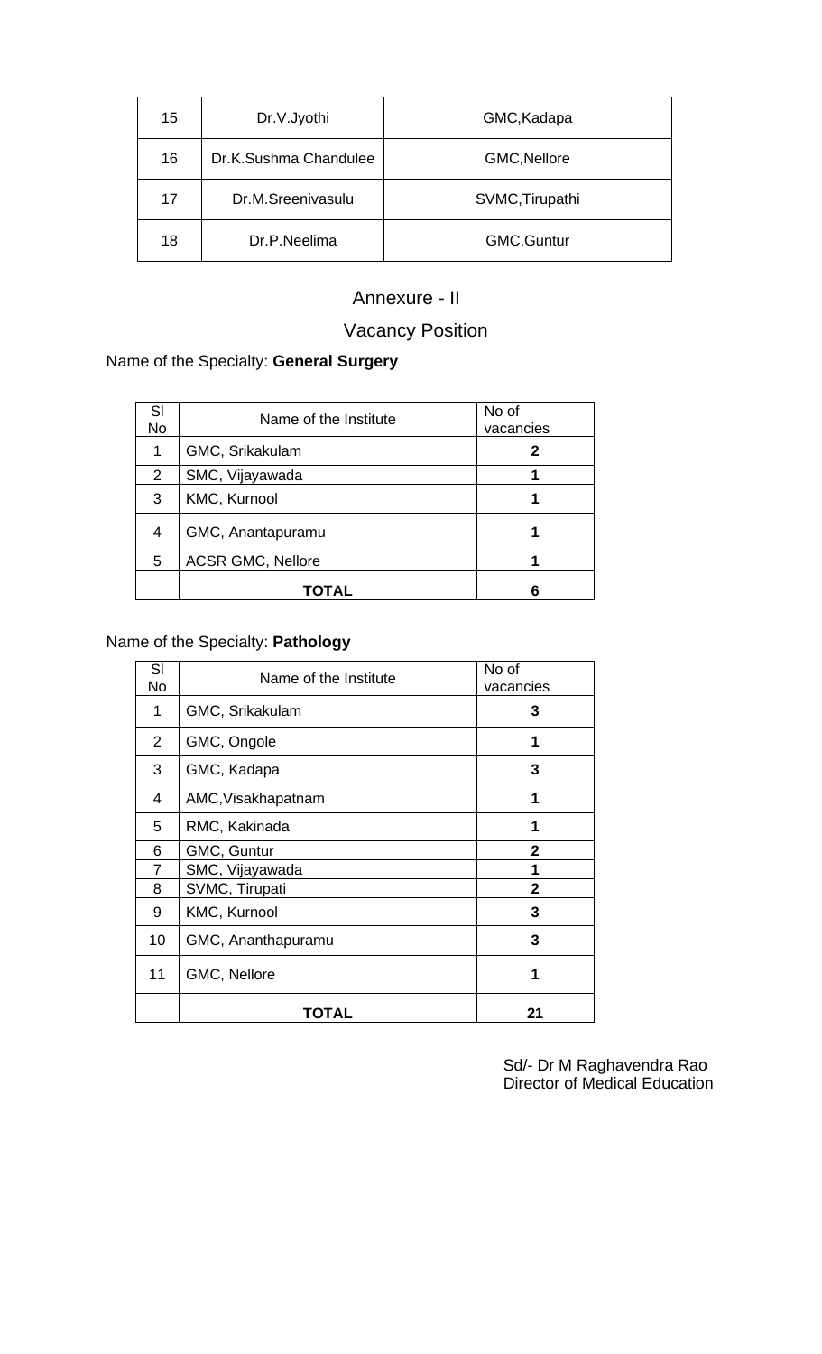| | | |
|---|---|---|
| 15 | Dr.V.Jyothi | GMC,Kadapa |
| 16 | Dr.K.Sushma Chandulee | GMC,Nellore |
| 17 | Dr.M.Sreenivasulu | SVMC,Tirupathi |
| 18 | Dr.P.Neelima | GMC,Guntur |

## Annexure - II

## Vacancy Position

Name of the Specialty: **General Surgery**

| Sl No | Name of the Institute | No of vacancies |
|---|---|---|
| 1 | GMC, Srikakulam | **2** |
| 2 | SMC, Vijayawada | **1** |
| 3 | KMC, Kurnool | **1** |
| 4 | GMC, Anantapuramu | **1** |
| 5 | ACSR GMC, Nellore | **1** |
| | **TOTAL** | **6** |

Name of the Specialty: **Pathology**

| Sl No | Name of the Institute | No of vacancies |
|---|---|---|
| 1 | GMC, Srikakulam | **3** |
| 2 | GMC, Ongole | **1** |
| 3 | GMC, Kadapa | **3** |
| 4 | AMC,Visakhapatnam | **1** |
| 5 | RMC, Kakinada | **1** |
| 6 | GMC, Guntur | **2** |
| 7 | SMC, Vijayawada | **1** |
| 8 | SVMC, Tirupati | **2** |
| 9 | KMC, Kurnool | **3** |
| 10 | GMC, Ananthapuramu | **3** |
| 11 | GMC, Nellore | **1** |
| | **TOTAL** | **21** |

Sd/- Dr M Raghavendra Rao
Director of Medical Education